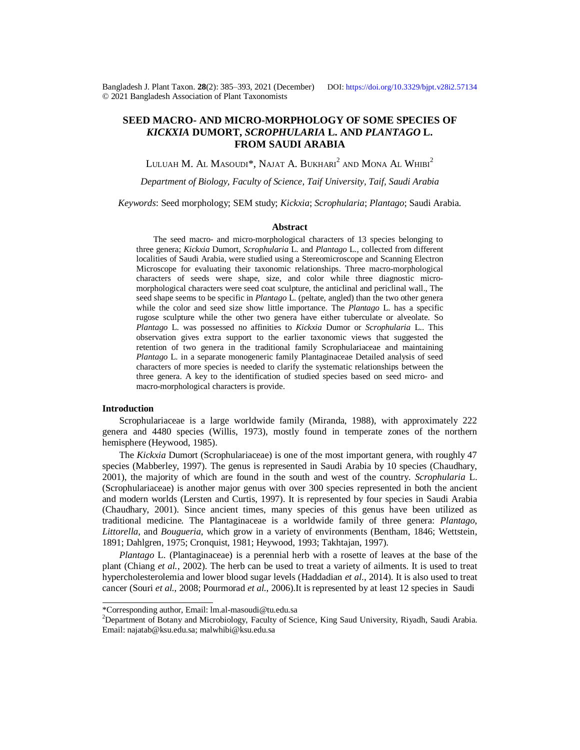Bangladesh J. Plant Taxon. **28**(2): 385–393, 2021 (December) DOI: https://doi.org/10.3329/bjpt.v28i2.57134
© 2021 Bangladesh Association of Plant Taxonomists

# SEED MACRO- AND MICRO-MORPHOLOGY OF SOME SPECIES OF *KICKXIA* DUMORT, *SCROPHULARIA* L. AND *PLANTAGO* L. FROM SAUDI ARABIA

Luluah M. Al Masoudi*, Najat A. Bukhari[2] and Mona Al Whibi[2]

*Department of Biology, Faculty of Science, Taif University, Taif, Saudi Arabia*

*Keywords*: Seed morphology; SEM study; *Kickxia*; *Scrophularia*; *Plantago*; Saudi Arabia.

## Abstract

The seed macro- and micro-morphological characters of 13 species belonging to three genera; *Kickxia* Dumort, *Scrophularia* L. and *Plantago* L., collected from different localities of Saudi Arabia, were studied using a Stereomicroscope and Scanning Electron Microscope for evaluating their taxonomic relationships. Three macro-morphological characters of seeds were shape, size, and color while three diagnostic micro-morphological characters were seed coat sculpture, the anticlinal and periclinal wall., The seed shape seems to be specific in *Plantago* L. (peltate, angled) than the two other genera while the color and seed size show little importance. The *Plantago* L. has a specific rugose sculpture while the other two genera have either tuberculate or alveolate. So *Plantago* L. was possessed no affinities to *Kickxia* Dumor or *Scrophularia* L.. This observation gives extra support to the earlier taxonomic views that suggested the retention of two genera in the traditional family Scrophulariaceae and maintaining *Plantago* L. in a separate monogeneric family Plantaginaceae Detailed analysis of seed characters of more species is needed to clarify the systematic relationships between the three genera. A key to the identification of studied species based on seed micro- and macro-morphological characters is provide.

## Introduction

Scrophulariaceae is a large worldwide family (Miranda, 1988), with approximately 222 genera and 4480 species (Willis, 1973), mostly found in temperate zones of the northern hemisphere (Heywood, 1985).

The *Kickxia* Dumort (Scrophulariaceae) is one of the most important genera, with roughly 47 species (Mabberley, 1997). The genus is represented in Saudi Arabia by 10 species (Chaudhary, 2001), the majority of which are found in the south and west of the country. *Scrophularia* L. (Scrophulariaceae) is another major genus with over 300 species represented in both the ancient and modern worlds (Lersten and Curtis, 1997). It is represented by four species in Saudi Arabia (Chaudhary, 2001). Since ancient times, many species of this genus have been utilized as traditional medicine. The Plantaginaceae is a worldwide family of three genera: *Plantago*, *Littorella*, and *Bougueria*, which grow in a variety of environments (Bentham, 1846; Wettstein, 1891; Dahlgren, 1975; Cronquist, 1981; Heywood, 1993; Takhtajan, 1997).

*Plantago* L. (Plantaginaceae) is a perennial herb with a rosette of leaves at the base of the plant (Chiang *et al.*, 2002). The herb can be used to treat a variety of ailments. It is used to treat hypercholesterolemia and lower blood sugar levels (Haddadian *et al.*, 2014). It is also used to treat cancer (Souri *et al.*, 2008; Pourmorad *et al.*, 2006).It is represented by at least 12 species in Saudi

---

*Corresponding author, Email: lm.al-masoudi@tu.edu.sa

[2]Department of Botany and Microbiology, Faculty of Science, King Saud University, Riyadh, Saudi Arabia. Email: najatab@ksu.edu.sa; malwhibi@ksu.edu.sa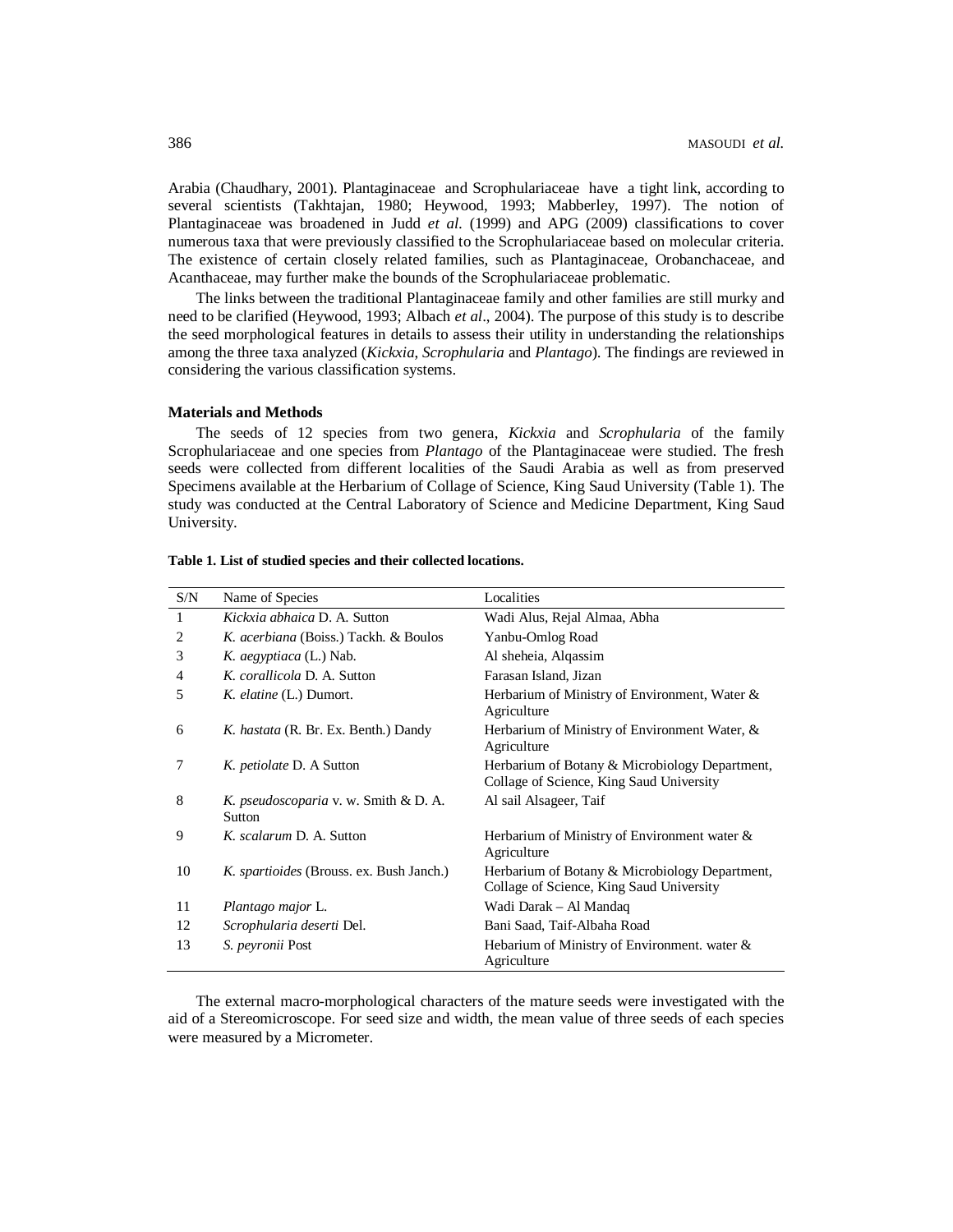Arabia (Chaudhary, 2001). Plantaginaceae and Scrophulariaceae have a tight link, according to several scientists (Takhtajan, 1980; Heywood, 1993; Mabberley, 1997). The notion of Plantaginaceae was broadened in Judd *et al.* (1999) and APG (2009) classifications to cover numerous taxa that were previously classified to the Scrophulariaceae based on molecular criteria. The existence of certain closely related families, such as Plantaginaceae, Orobanchaceae, and Acanthaceae, may further make the bounds of the Scrophulariaceae problematic.

The links between the traditional Plantaginaceae family and other families are still murky and need to be clarified (Heywood, 1993; Albach *et al*., 2004). The purpose of this study is to describe the seed morphological features in details to assess their utility in understanding the relationships among the three taxa analyzed (*Kickxia*, *Scrophularia* and *Plantago*). The findings are reviewed in considering the various classification systems.

## Materials and Methods

The seeds of 12 species from two genera, *Kickxia* and *Scrophularia* of the family Scrophulariaceae and one species from *Plantago* of the Plantaginaceae were studied. The fresh seeds were collected from different localities of the Saudi Arabia as well as from preserved Specimens available at the Herbarium of Collage of Science, King Saud University (Table 1). The study was conducted at the Central Laboratory of Science and Medicine Department, King Saud University.

**Table 1. List of studied species and their collected locations.**

| S/N | Name of Species | Localities |
|---|---|---|
| 1 | *Kickxia abhaica* D. A. Sutton | Wadi Alus, Rejal Almaa, Abha |
| 2 | *K. acerbiana* (Boiss.) Tackh. & Boulos | Yanbu-Omlog Road |
| 3 | *K. aegyptiaca* (L.) Nab. | Al sheheia, Alqassim |
| 4 | *K. corallicola* D. A. Sutton | Farasan Island, Jizan |
| 5 | *K. elatine* (L.) Dumort. | Herbarium of Ministry of Environment, Water & Agriculture |
| 6 | *K. hastata* (R. Br. Ex. Benth.) Dandy | Herbarium of Ministry of Environment Water, & Agriculture |
| 7 | *K. petiolate* D. A Sutton | Herbarium of Botany & Microbiology Department, Collage of Science, King Saud University |
| 8 | *K. pseudoscoparia* v. w. Smith & D. A. Sutton | Al sail Alsageer, Taif |
| 9 | *K. scalarum* D. A. Sutton | Herbarium of Ministry of Environment water & Agriculture |
| 10 | *K. spartioides* (Brouss. ex. Bush Janch.) | Herbarium of Botany & Microbiology Department, Collage of Science, King Saud University |
| 11 | *Plantago major* L. | Wadi Darak – Al Mandaq |
| 12 | *Scrophularia deserti* Del. | Bani Saad, Taif-Albaha Road |
| 13 | *S. peyronii* Post | Hebarium of Ministry of Environment. water & Agriculture |

The external macro-morphological characters of the mature seeds were investigated with the aid of a Stereomicroscope. For seed size and width, the mean value of three seeds of each species were measured by a Micrometer.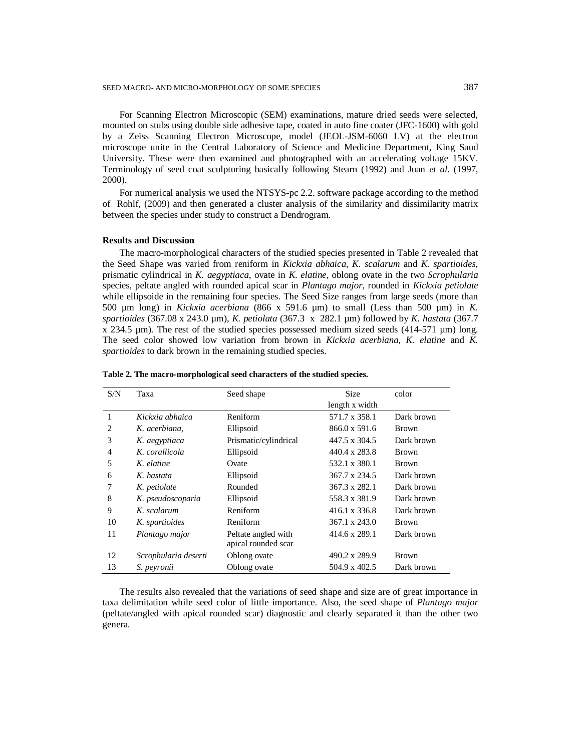For Scanning Electron Microscopic (SEM) examinations, mature dried seeds were selected, mounted on stubs using double side adhesive tape, coated in auto fine coater (JFC-1600) with gold by a Zeiss Scanning Electron Microscope, model (JEOL-JSM-6060 LV) at the electron microscope unite in the Central Laboratory of Science and Medicine Department, King Saud University. These were then examined and photographed with an accelerating voltage 15KV. Terminology of seed coat sculpturing basically following Stearn (1992) and Juan *et al.* (1997, 2000).

For numerical analysis we used the NTSYS-pc 2.2. software package according to the method of Rohlf, (2009) and then generated a cluster analysis of the similarity and dissimilarity matrix between the species under study to construct a Dendrogram.

**Results and Discussion**

The macro-morphological characters of the studied species presented in Table 2 revealed that the Seed Shape was varied from reniform in *Kickxia abhaica*, *K. scalarum* and *K. spartioides*, prismatic cylindrical in *K. aegyptiaca*, ovate in *K. elatine*, oblong ovate in the two *Scrophularia* species, peltate angled with rounded apical scar in *Plantago major,* rounded in *Kickxia petiolate* while ellipsoide in the remaining four species. The Seed Size ranges from large seeds (more than 500 µm long) in *Kickxia acerbiana* (866 x 591.6 µm) to small (Less than 500 µm) in *K. spartioides* (367.08 x 243.0 µm), *K. petiolata* (367.3 x 282.1 µm) followed by *K. hastata* (367.7 x 234.5 µm). The rest of the studied species possessed medium sized seeds (414-571 µm) long. The seed color showed low variation from brown in *Kickxia acerbiana*, *K. elatine* and *K. spartioides* to dark brown in the remaining studied species.

**Table 2. The macro-morphological seed characters of the studied species.**

| S/N | Taxa | Seed shape | Size length x width | color |
|---|---|---|---|---|
| 1 | *Kickxia abhaica* | Reniform | 571.7 x 358.1 | Dark brown |
| 2 | *K. acerbiana,* | Ellipsoid | 866.0 x 591.6 | Brown |
| 3 | *K. aegyptiaca* | Prismatic/cylindrical | 447.5 x 304.5 | Dark brown |
| 4 | *K. corallicola* | Ellipsoid | 440.4 x 283.8 | Brown |
| 5 | *K. elatine* | Ovate | 532.1 x 380.1 | Brown |
| 6 | *K. hastata* | Ellipsoid | 367.7 x 234.5 | Dark brown |
| 7 | *K. petiolate* | Rounded | 367.3 x 282.1 | Dark brown |
| 8 | *K. pseudoscoparia* | Ellipsoid | 558.3 x 381.9 | Dark brown |
| 9 | *K. scalarum* | Reniform | 416.1 x 336.8 | Dark brown |
| 10 | *K. spartioides* | Reniform | 367.1 x 243.0 | Brown |
| 11 | *Plantago major* | Peltate angled with apical rounded scar | 414.6 x 289.1 | Dark brown |
| 12 | *Scrophularia deserti* | Oblong ovate | 490.2 x 289.9 | Brown |
| 13 | *S. peyronii* | Oblong ovate | 504.9 x 402.5 | Dark brown |

The results also revealed that the variations of seed shape and size are of great importance in taxa delimitation while seed color of little importance. Also, the seed shape of *Plantago major* (peltate/angled with apical rounded scar) diagnostic and clearly separated it than the other two genera.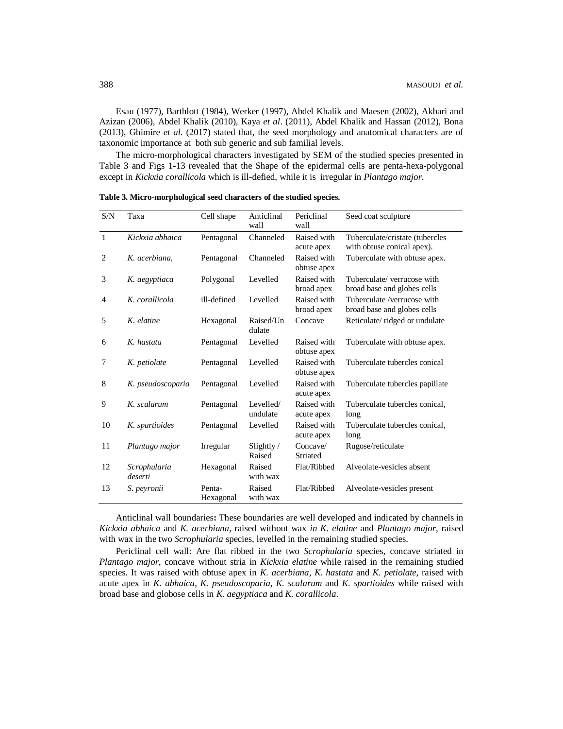Esau (1977), Barthlott (1984), Werker (1997), Abdel Khalik and Maesen (2002), Akbari and Azizan (2006), Abdel Khalik (2010), Kaya *et al*. (2011), Abdel Khalik and Hassan (2012), Bona (2013), Ghimire *et al*. (2017) stated that, the seed morphology and anatomical characters are of taxonomic importance at both sub generic and sub familial levels.

The micro-morphological characters investigated by SEM of the studied species presented in Table 3 and Figs 1-13 revealed that the Shape of the epidermal cells are penta-hexa-polygonal except in *Kickxia corallicola* which is ill-defied, while it is irregular in *Plantago major.*

**Table 3. Micro-morphological seed characters of the studied species.**

| S/N | Taxa | Cell shape | Anticlinal wall | Periclinal wall | Seed coat sculpture |
|---|---|---|---|---|---|
| 1 | *Kickxia abhaica* | Pentagonal | Channeled | Raised with acute apex | Tuberculate/cristate (tubercles with obtuse conical apex). |
| 2 | *K. acerbiana,* | Pentagonal | Channeled | Raised with obtuse apex | Tuberculate with obtuse apex. |
| 3 | *K. aegyptiaca* | Polygonal | Levelled | Raised with broad apex | Tuberculate/ verrucose with broad base and globes cells |
| 4 | *K. corallicola* | ill-defined | Levelled | Raised with broad apex | Tuberculate /verrucose with broad base and globes cells |
| 5 | *K. elatine* | Hexagonal | Raised/Undulate | Concave | Reticulate/ ridged or undulate |
| 6 | *K. hastata* | Pentagonal | Levelled | Raised with obtuse apex | Tuberculate with obtuse apex. |
| 7 | *K. petiolate* | Pentagonal | Levelled | Raised with obtuse apex | Tuberculate tubercles conical |
| 8 | *K. pseudoscoparia* | Pentagonal | Levelled | Raised with acute apex | Tuberculate tubercles papillate |
| 9 | *K. scalarum* | Pentagonal | Levelled/ undulate | Raised with acute apex | Tuberculate tubercles conical, long |
| 10 | *K. spartioides* | Pentagonal | Levelled | Raised with acute apex | Tuberculate tubercles conical, long |
| 11 | *Plantago major* | Irregular | Slightly / Raised | Concave/ Striated | Rugose/reticulate |
| 12 | *Scrophularia deserti* | Hexagonal | Raised with wax | Flat/Ribbed | Alveolate-vesicles absent |
| 13 | *S. peyronii* | Penta-Hexagonal | Raised with wax | Flat/Ribbed | Alveolate-vesicles present |

Anticlinal wall boundaries**:** These boundaries are well developed and indicated by channels in *Kickxia abhaica* and *K. acerbiana*, raised without wax *in K. elatine* and *Plantago major*, raised with wax in the two *Scrophularia* species, levelled in the remaining studied species.

Periclinal cell wall: Are flat ribbed in the two *Scrophularia* species, concave striated in *Plantago major*, concave without stria in *Kickxia elatine* while raised in the remaining studied species. It was raised with obtuse apex in *K. acerbiana*, *K. hastata* and *K. petiolate*, raised with acute apex in *K. abhaica*, *K. pseudoscoparia*, *K. scalarum* and *K. spartioides* while raised with broad base and globose cells in *K. aegyptiaca* and *K. corallicola*.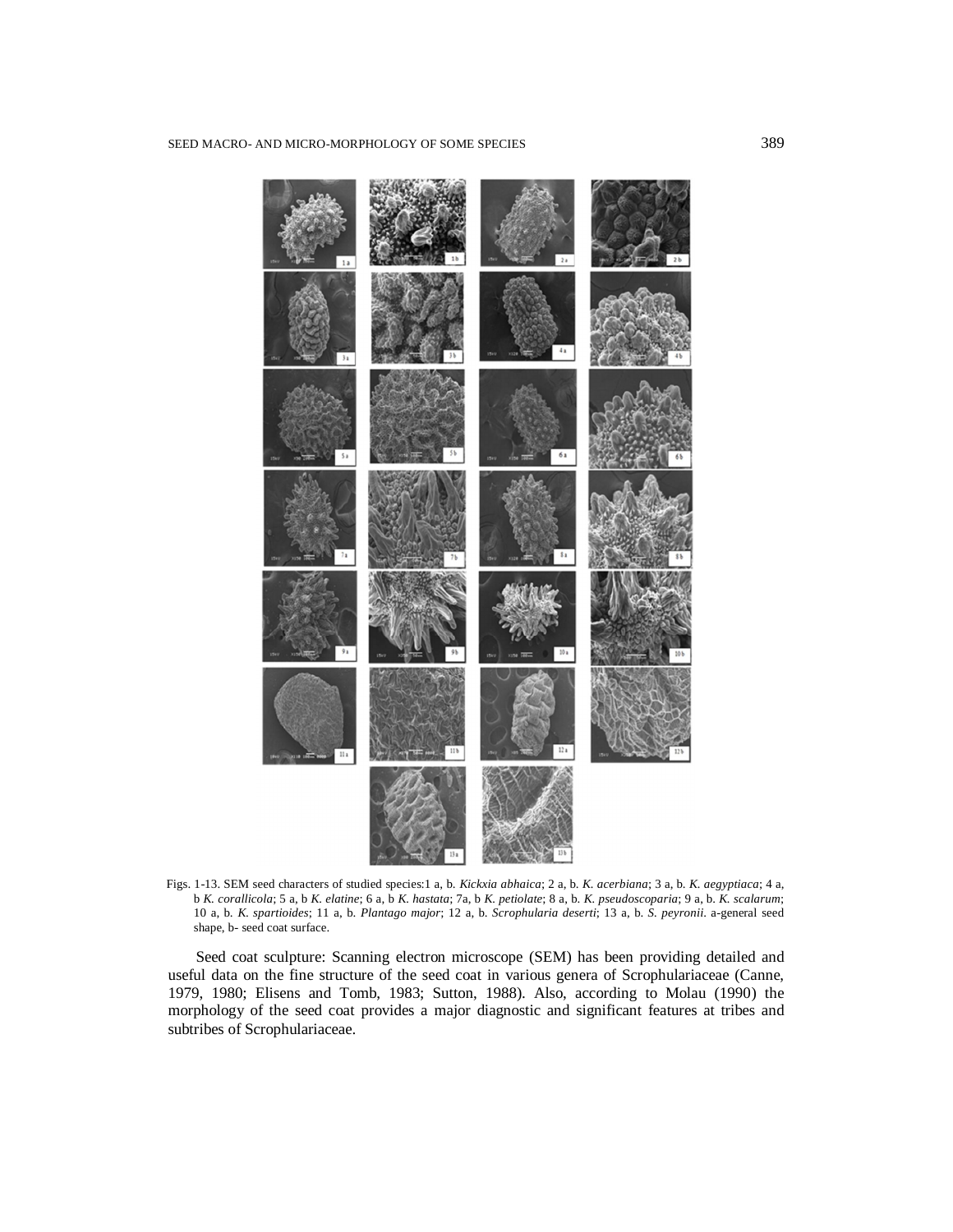Figs. 1-13. SEM seed characters of studied species:1 a, b. *Kickxia abhaica*; 2 a, b. *K. acerbiana*; 3 a, b. *K. aegyptiaca*; 4 a, b *K. corallicola*; 5 a, b *K. elatine*; 6 a, b *K. hastata*; 7a, b *K. petiolate*; 8 a, b. *K. pseudoscoparia*; 9 a, b. *K. scalarum*; 10 a, b. *K. spartioides*; 11 a, b. *Plantago major*; 12 a, b. *Scrophularia deserti*; 13 a, b. *S. peyronii.* a-general seed shape, b- seed coat surface.

Seed coat sculpture: Scanning electron microscope (SEM) has been providing detailed and useful data on the fine structure of the seed coat in various genera of Scrophulariaceae (Canne, 1979, 1980; Elisens and Tomb, 1983; Sutton, 1988). Also, according to Molau (1990) the morphology of the seed coat provides a major diagnostic and significant features at tribes and subtribes of Scrophulariaceae.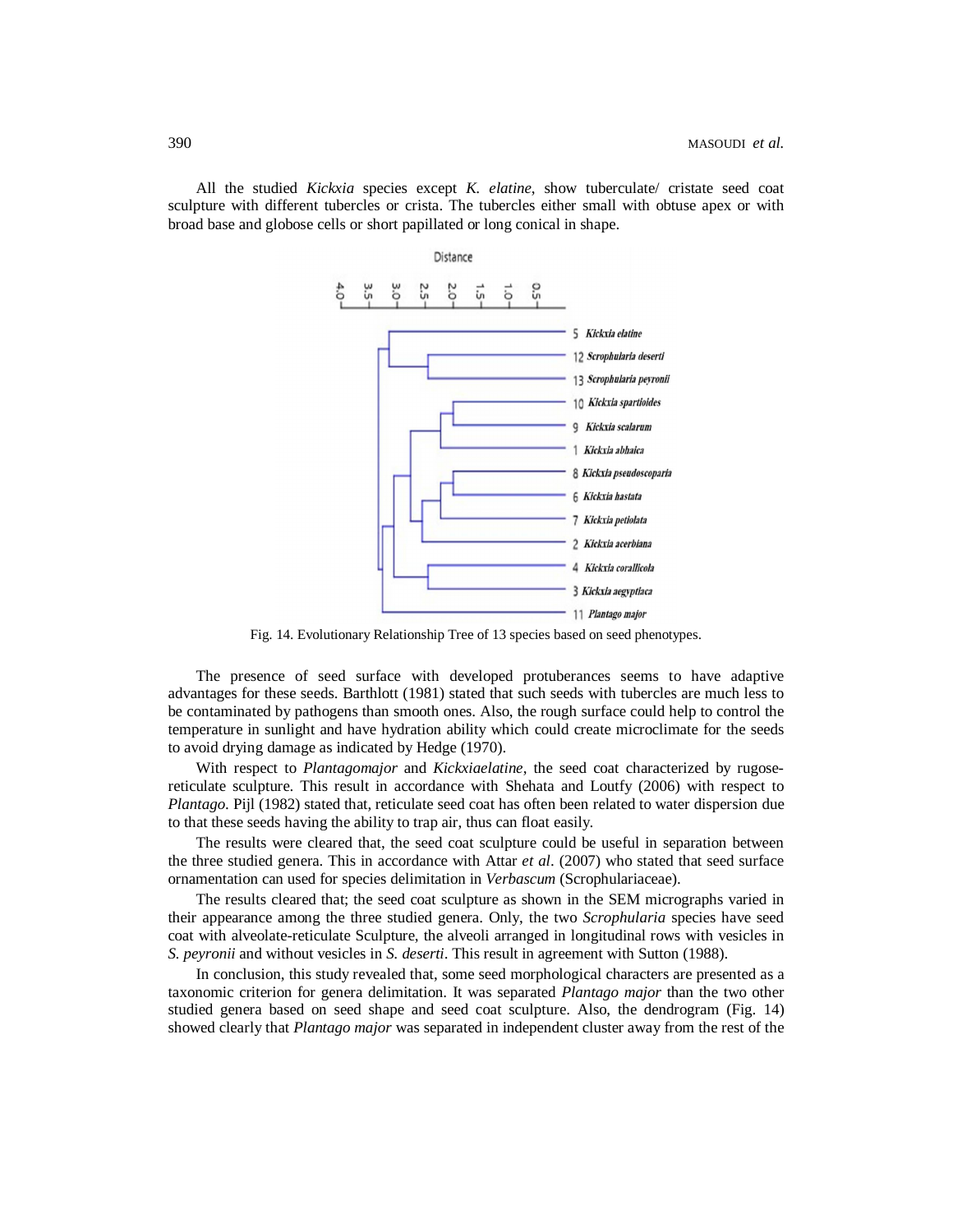All the studied *Kickxia* species except *K. elatine*, show tuberculate/ cristate seed coat sculpture with different tubercles or crista. The tubercles either small with obtuse apex or with broad base and globose cells or short papillated or long conical in shape.

Fig. 14. Evolutionary Relationship Tree of 13 species based on seed phenotypes.

The presence of seed surface with developed protuberances seems to have adaptive advantages for these seeds. Barthlott (1981) stated that such seeds with tubercles are much less to be contaminated by pathogens than smooth ones. Also, the rough surface could help to control the temperature in sunlight and have hydration ability which could create microclimate for the seeds to avoid drying damage as indicated by Hedge (1970).

With respect to *Plantagomajor* and *Kickxiaelatine*, the seed coat characterized by rugose-reticulate sculpture. This result in accordance with Shehata and Loutfy (2006) with respect to *Plantago*. Pijl (1982) stated that, reticulate seed coat has often been related to water dispersion due to that these seeds having the ability to trap air, thus can float easily.

The results were cleared that, the seed coat sculpture could be useful in separation between the three studied genera. This in accordance with Attar *et al*. (2007) who stated that seed surface ornamentation can used for species delimitation in *Verbascum* (Scrophulariaceae).

The results cleared that; the seed coat sculpture as shown in the SEM micrographs varied in their appearance among the three studied genera. Only, the two *Scrophularia* species have seed coat with alveolate-reticulate Sculpture, the alveoli arranged in longitudinal rows with vesicles in *S. peyronii* and without vesicles in *S. deserti*. This result in agreement with Sutton (1988).

In conclusion, this study revealed that, some seed morphological characters are presented as a taxonomic criterion for genera delimitation. It was separated *Plantago major* than the two other studied genera based on seed shape and seed coat sculpture. Also, the dendrogram (Fig. 14) showed clearly that *Plantago major* was separated in independent cluster away from the rest of the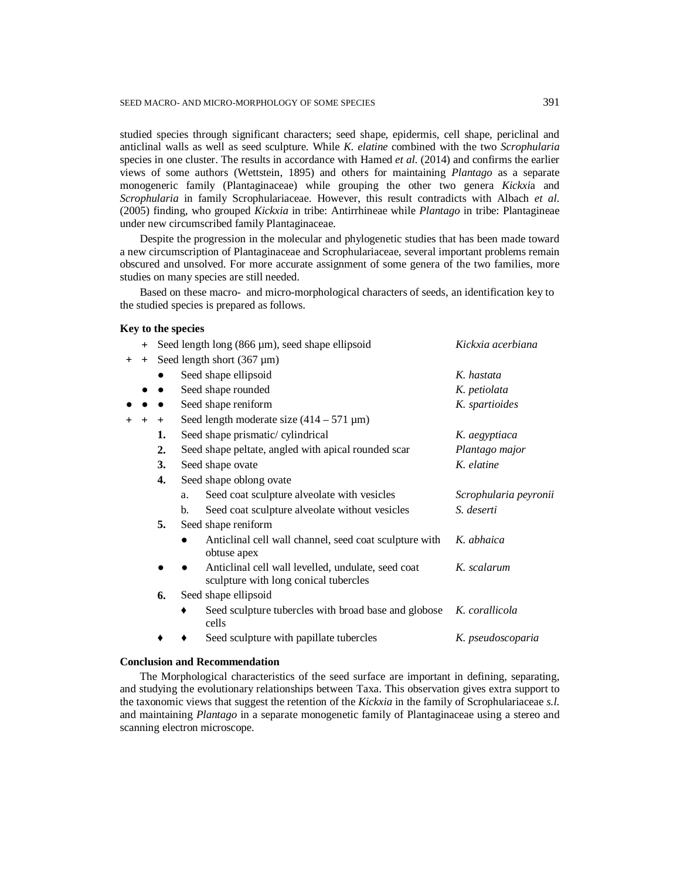studied species through significant characters; seed shape, epidermis, cell shape, periclinal and anticlinal walls as well as seed sculpture. While *K. elatine* combined with the two *Scrophularia* species in one cluster. The results in accordance with Hamed *et al.* (2014) and confirms the earlier views of some authors (Wettstein, 1895) and others for maintaining *Plantago* as a separate monogeneric family (Plantaginaceae) while grouping the other two genera *Kickxi*a and *Scrophularia* in family Scrophulariaceae. However, this result contradicts with Albach *et al.* (2005) finding, who grouped *Kickxia* in tribe: Antirrhineae while *Plantago* in tribe: Plantagineae under new circumscribed family Plantaginaceae.

Despite the progression in the molecular and phylogenetic studies that has been made toward a new circumscription of Plantaginaceae and Scrophulariaceae, several important problems remain obscured and unsolved. For more accurate assignment of some genera of the two families, more studies on many species are still needed.

Based on these macro- and micro-morphological characters of seeds, an identification key to the studied species is prepared as follows.

**Key to the species**

| | | |
|---|---|---|
| + | Seed length long (866 µm), seed shape ellipsoid | *Kickxia acerbiana* |
| + + | Seed length short (367 µm) | |
| ● | Seed shape ellipsoid | *K. hastata* |
| ● ● | Seed shape rounded | *K. petiolata* |
| ● ● ● | Seed shape reniform | *K. spartioides* |
| + + + | Seed length moderate size (414 – 571 µm) | |
| **1.** | Seed shape prismatic/ cylindrical | *K. aegyptiaca* |
| **2.** | Seed shape peltate, angled with apical rounded scar | *Plantago major* |
| **3.** | Seed shape ovate | *K. elatine* |
| **4.** | Seed shape oblong ovate | |
| a. | Seed coat sculpture alveolate with vesicles | *Scrophularia peyronii* |
| b. | Seed coat sculpture alveolate without vesicles | *S. deserti* |
| **5.** | Seed shape reniform | |
| ● | Anticlinal cell wall channel, seed coat sculpture with obtuse apex | *K. abhaica* |
| ● ● | Anticlinal cell wall levelled, undulate, seed coat sculpture with long conical tubercles | *K. scalarum* |
| **6.** | Seed shape ellipsoid | |
| ♦ | Seed sculpture tubercles with broad base and globose cells | *K. corallicola* |
| ♦ ♦ | Seed sculpture with papillate tubercles | *K. pseudoscoparia* |

**Conclusion and Recommendation**

The Morphological characteristics of the seed surface are important in defining, separating, and studying the evolutionary relationships between Taxa. This observation gives extra support to the taxonomic views that suggest the retention of the *Kickxia* in the family of Scrophulariaceae *s.l.* and maintaining *Plantago* in a separate monogenetic family of Plantaginaceae using a stereo and scanning electron microscope.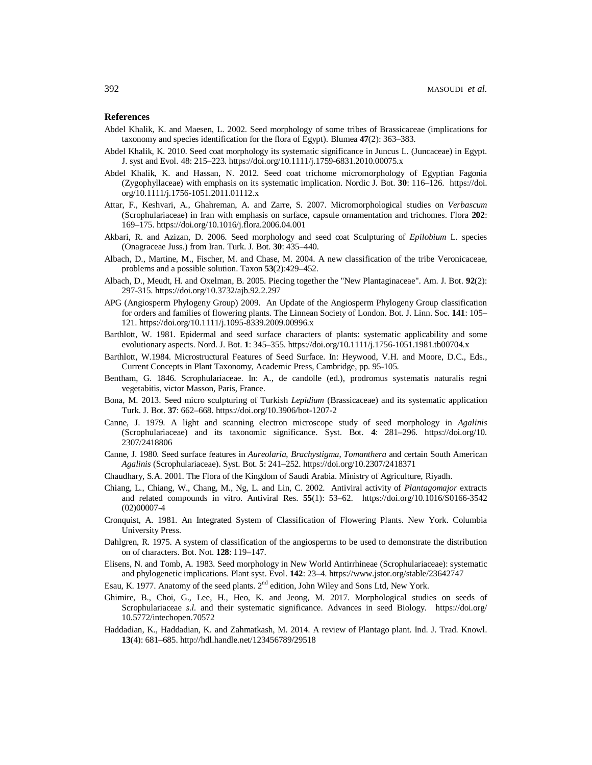## References

Abdel Khalik, K. and Maesen, L. 2002. Seed morphology of some tribes of Brassicaceae (implications for taxonomy and species identification for the flora of Egypt). Blumea **47**(2): 363–383.

Abdel Khalik, K. 2010. Seed coat morphology its systematic significance in Juncus L. (Juncaceae) in Egypt. J. syst and Evol. 48: 215–223. https://doi.org/10.1111/j.1759-6831.2010.00075.x

Abdel Khalik, K. and Hassan, N. 2012. Seed coat trichome micromorphology of Egyptian Fagonia (Zygophyllaceae) with emphasis on its systematic implication. Nordic J. Bot. **30**: 116–126. https://doi.org/10.1111/j.1756-1051.2011.01112.x

Attar, F., Keshvari, A., Ghahreman, A. and Zarre, S. 2007. Micromorphological studies on *Verbascum* (Scrophulariaceae) in Iran with emphasis on surface, capsule ornamentation and trichomes. Flora **202**: 169–175. https://doi.org/10.1016/j.flora.2006.04.001

Akbari, R. and Azizan, D. 2006. Seed morphology and seed coat Sculpturing of *Epilobium* L. species (Onagraceae Juss.) from Iran. Turk. J. Bot. **30**: 435–440.

Albach, D., Martine, M., Fischer, M. and Chase, M. 2004. A new classification of the tribe Veronicaceae, problems and a possible solution. Taxon **53**(2):429–452.

Albach, D., Meudt, H. and Oxelman, B. 2005. Piecing together the "New Plantaginaceae". Am. J. Bot. **92**(2): 297-315. https://doi.org/10.3732/ajb.92.2.297

APG (Angiosperm Phylogeny Group) 2009. An Update of the Angiosperm Phylogeny Group classification for orders and families of flowering plants. The Linnean Society of London. Bot. J. Linn. Soc. **141**: 105–121. https://doi.org/10.1111/j.1095-8339.2009.00996.x

Barthlott, W. 1981. Epidermal and seed surface characters of plants: systematic applicability and some evolutionary aspects. Nord. J. Bot. **1**: 345–355. https://doi.org/10.1111/j.1756-1051.1981.tb00704.x

Barthlott, W.1984. Microstructural Features of Seed Surface. In: Heywood, V.H. and Moore, D.C., Eds., Current Concepts in Plant Taxonomy, Academic Press, Cambridge, pp. 95-105.

Bentham, G. 1846. Scrophulariaceae. In: A., de candolle (ed.), prodromus systematis naturalis regni vegetabitis, victor Masson, Paris, France.

Bona, M. 2013. Seed micro sculpturing of Turkish *Lepidium* (Brassicaceae) and its systematic application Turk. J. Bot. **37**: 662–668. https://doi.org/10.3906/bot-1207-2

Canne, J. 1979. A light and scanning electron microscope study of seed morphology in *Agalinis* (Scrophulariaceae) and its taxonomic significance. Syst. Bot. **4**: 281–296. https://doi.org/10.2307/2418806

Canne, J. 1980. Seed surface features in *Aureolaria, Brachystigma, Tomanthera* and certain South American *Agalinis* (Scrophulariaceae). Syst. Bot. **5**: 241–252. https://doi.org/10.2307/2418371

Chaudhary, S.A. 2001. The Flora of the Kingdom of Saudi Arabia. Ministry of Agriculture, Riyadh.

Chiang, L., Chiang, W., Chang, M., Ng, L. and Lin, C. 2002. Antiviral activity of *Plantagomajor* extracts and related compounds in vitro. Antiviral Res. **55**(1): 53–62. https://doi.org/10.1016/S0166-3542(02)00007-4

Cronquist, A. 1981. An Integrated System of Classification of Flowering Plants. New York. Columbia University Press.

Dahlgren, R. 1975. A system of classification of the angiosperms to be used to demonstrate the distribution on of characters. Bot. Not. **128**: 119–147.

Elisens, N. and Tomb, A. 1983. Seed morphology in New World Antirrhineae (Scrophulariaceae): systematic and phylogenetic implications. Plant syst. Evol. **142**: 23–4. https://www.jstor.org/stable/23642747

Esau, K. 1977. Anatomy of the seed plants. 2nd edition, John Wiley and Sons Ltd, New York.

Ghimire, B., Choi, G., Lee, H., Heo, K. and Jeong, M. 2017. Morphological studies on seeds of Scrophulariaceae *s.l.* and their systematic significance. Advances in seed Biology. https://doi.org/10.5772/intechopen.70572

Haddadian, K., Haddadian, K. and Zahmatkash, M. 2014. A review of Plantago plant. Ind. J. Trad. Knowl. **13**(4): 681–685. http://hdl.handle.net/123456789/29518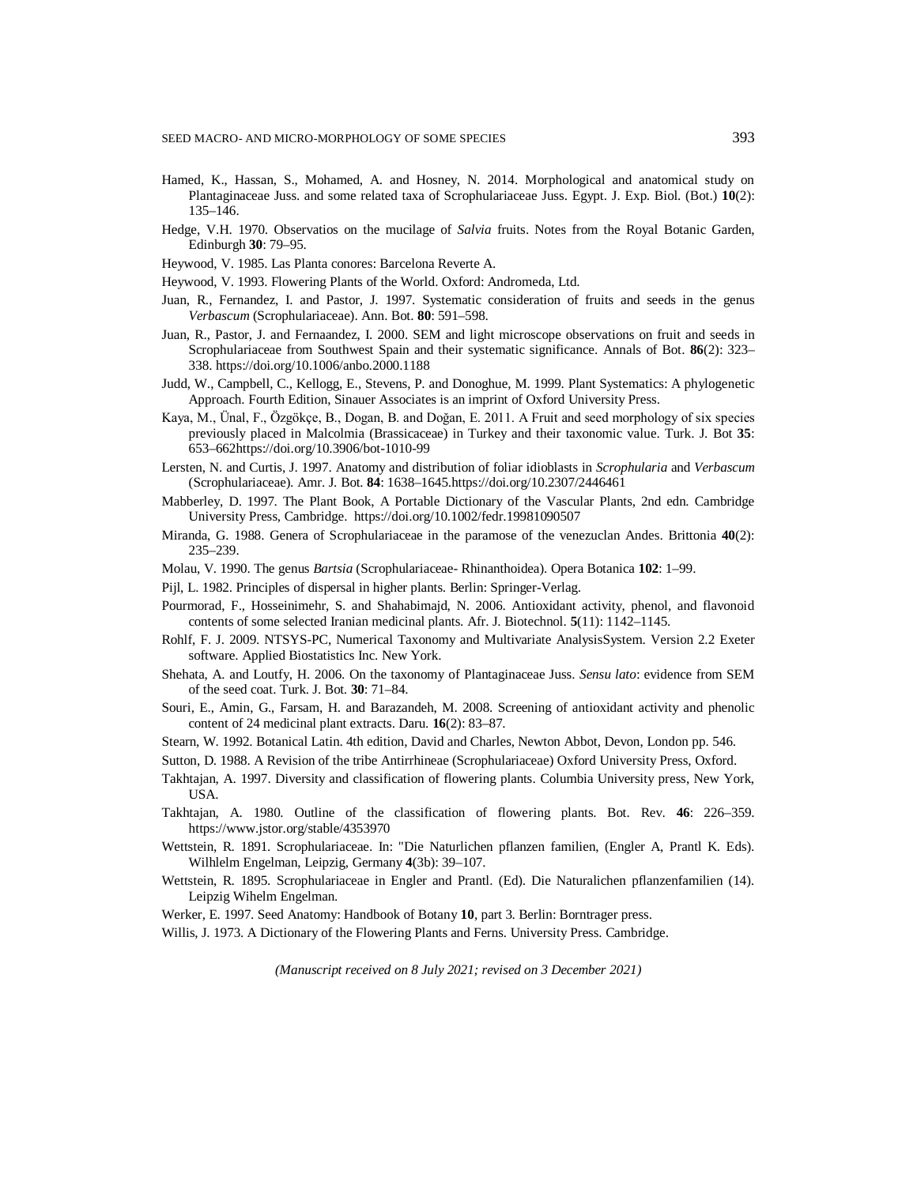Hamed, K., Hassan, S., Mohamed, A. and Hosney, N. 2014. Morphological and anatomical study on Plantaginaceae Juss. and some related taxa of Scrophulariaceae Juss. Egypt. J. Exp. Biol. (Bot.) **10**(2): 135–146.

Hedge, V.H. 1970. Observatios on the mucilage of *Salvia* fruits. Notes from the Royal Botanic Garden, Edinburgh **30**: 79–95.

Heywood, V. 1985. Las Planta conores: Barcelona Reverte A.

Heywood, V. 1993. Flowering Plants of the World. Oxford: Andromeda, Ltd.

Juan, R., Fernandez, I. and Pastor, J. 1997. Systematic consideration of fruits and seeds in the genus *Verbascum* (Scrophulariaceae). Ann. Bot. **80**: 591–598.

Juan, R., Pastor, J. and Fernaandez, I. 2000. SEM and light microscope observations on fruit and seeds in Scrophulariaceae from Southwest Spain and their systematic significance. Annals of Bot. **86**(2): 323–338. https://doi.org/10.1006/anbo.2000.1188

Judd, W., Campbell, C., Kellogg, E., Stevens, P. and Donoghue, M. 1999. Plant Systematics: A phylogenetic Approach. Fourth Edition, Sinauer Associates is an imprint of Oxford University Press.

Kaya, M., Ünal, F., Özgökçe, B., Dogan, B. and Doğan, E. 2011. A Fruit and seed morphology of six species previously placed in Malcolmia (Brassicaceae) in Turkey and their taxonomic value. Turk. J. Bot **35**: 653–662https://doi.org/10.3906/bot-1010-99

Lersten, N. and Curtis, J. 1997. Anatomy and distribution of foliar idioblasts in *Scrophularia* and *Verbascum* (Scrophulariaceae). Amr. J. Bot. **84**: 1638–1645.https://doi.org/10.2307/2446461

Mabberley, D. 1997. The Plant Book, A Portable Dictionary of the Vascular Plants, 2nd edn. Cambridge University Press, Cambridge. https://doi.org/10.1002/fedr.19981090507

Miranda, G. 1988. Genera of Scrophulariaceae in the paramose of the venezuclan Andes. Brittonia **40**(2): 235–239.

Molau, V. 1990. The genus *Bartsia* (Scrophulariaceae- Rhinanthoidea). Opera Botanica **102**: 1–99.

Pijl, L. 1982. Principles of dispersal in higher plants. Berlin: Springer-Verlag.

Pourmorad, F., Hosseinimehr, S. and Shahabimajd, N. 2006. Antioxidant activity, phenol, and flavonoid contents of some selected Iranian medicinal plants. Afr. J. Biotechnol. **5**(11): 1142–1145.

Rohlf, F. J. 2009. NTSYS-PC, Numerical Taxonomy and Multivariate AnalysisSystem. Version 2.2 Exeter software. Applied Biostatistics Inc. New York.

Shehata, A. and Loutfy, H. 2006. On the taxonomy of Plantaginaceae Juss. *Sensu lato*: evidence from SEM of the seed coat. Turk. J. Bot. **30**: 71–84.

Souri, E., Amin, G., Farsam, H. and Barazandeh, M. 2008. Screening of antioxidant activity and phenolic content of 24 medicinal plant extracts. Daru. **16**(2): 83–87.

Stearn, W. 1992. Botanical Latin. 4th edition, David and Charles, Newton Abbot, Devon, London pp. 546.

Sutton, D. 1988. A Revision of the tribe Antirrhineae (Scrophulariaceae) Oxford University Press, Oxford.

Takhtajan, A. 1997. Diversity and classification of flowering plants. Columbia University press, New York, USA.

Takhtajan, A. 1980. Outline of the classification of flowering plants. Bot. Rev. **46**: 226–359. https://www.jstor.org/stable/4353970

Wettstein, R. 1891. Scrophulariaceae. In: "Die Naturlichen pflanzen familien, (Engler A, Prantl K. Eds). Wilhlelm Engelman, Leipzig, Germany **4**(3b): 39–107.

Wettstein, R. 1895. Scrophulariaceae in Engler and Prantl. (Ed). Die Naturalichen pflanzenfamilien (14). Leipzig Wihelm Engelman.

Werker, E. 1997. Seed Anatomy: Handbook of Botany **10**, part 3. Berlin: Borntrager press.

Willis, J. 1973. A Dictionary of the Flowering Plants and Ferns. University Press. Cambridge.

*(Manuscript received on 8 July 2021; revised on 3 December 2021)*